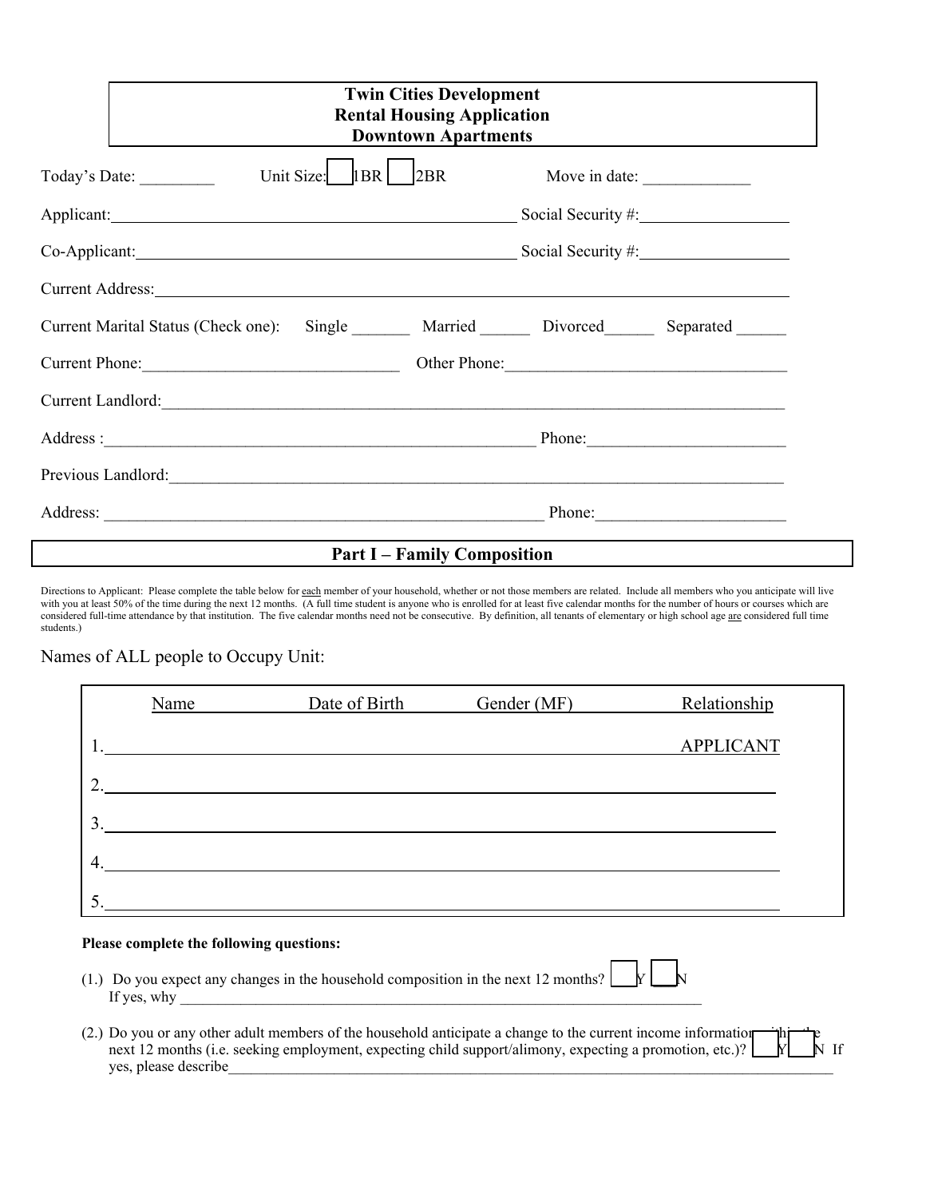# Twin Cities Development
## Rental Housing Application
## Downtown Apartments

Today's Date: _________ Unit Size: ☐ 1BR ☐ 2BR Move in date: _____________

Applicant: ______________________________ Social Security #: __________________

Co-Applicant: ______________________________ Social Security #: __________________

Current Address: ______________________________________________________________

Current Marital Status (Check one): Single _______ Married ______ Divorced______ Separated ______

Current Phone: ______________________________ Other Phone: _________________________________

Current Landlord: ______________________________________________________________

Address : ____________________________________________ Phone: ________________________

Previous Landlord: ______________________________________________________________

Address: ____________________________________________ Phone: _______________________

## Part I – Family Composition

Directions to Applicant: Please complete the table below for each member of your household, whether or not those members are related. Include all members who you anticipate will live with you at least 50% of the time during the next 12 months. (A full time student is anyone who is enrolled for at least five calendar months for the number of hours or courses which are considered full-time attendance by that institution. The five calendar months need not be consecutive. By definition, all tenants of elementary or high school age are considered full time students.)

Names of ALL people to Occupy Unit:

| | Name | Date of Birth | Gender (MF) | Relationship |
|---|---|---|---|---|
| 1. | | | | APPLICANT |
| 2. | | | | |
| 3. | | | | |
| 4. | | | | |
| 5. | | | | |

**Please complete the following questions:**

(1.) Do you expect any changes in the household composition in the next 12 months? ☐ Y ☐ N
If yes, why ______________________________________________________________

(2.) Do you or any other adult members of the household anticipate a change to the current income information within the next 12 months (i.e. seeking employment, expecting child support/alimony, expecting a promotion, etc.)? ☐ Y ☐ N If yes, please describe______________________________________________________________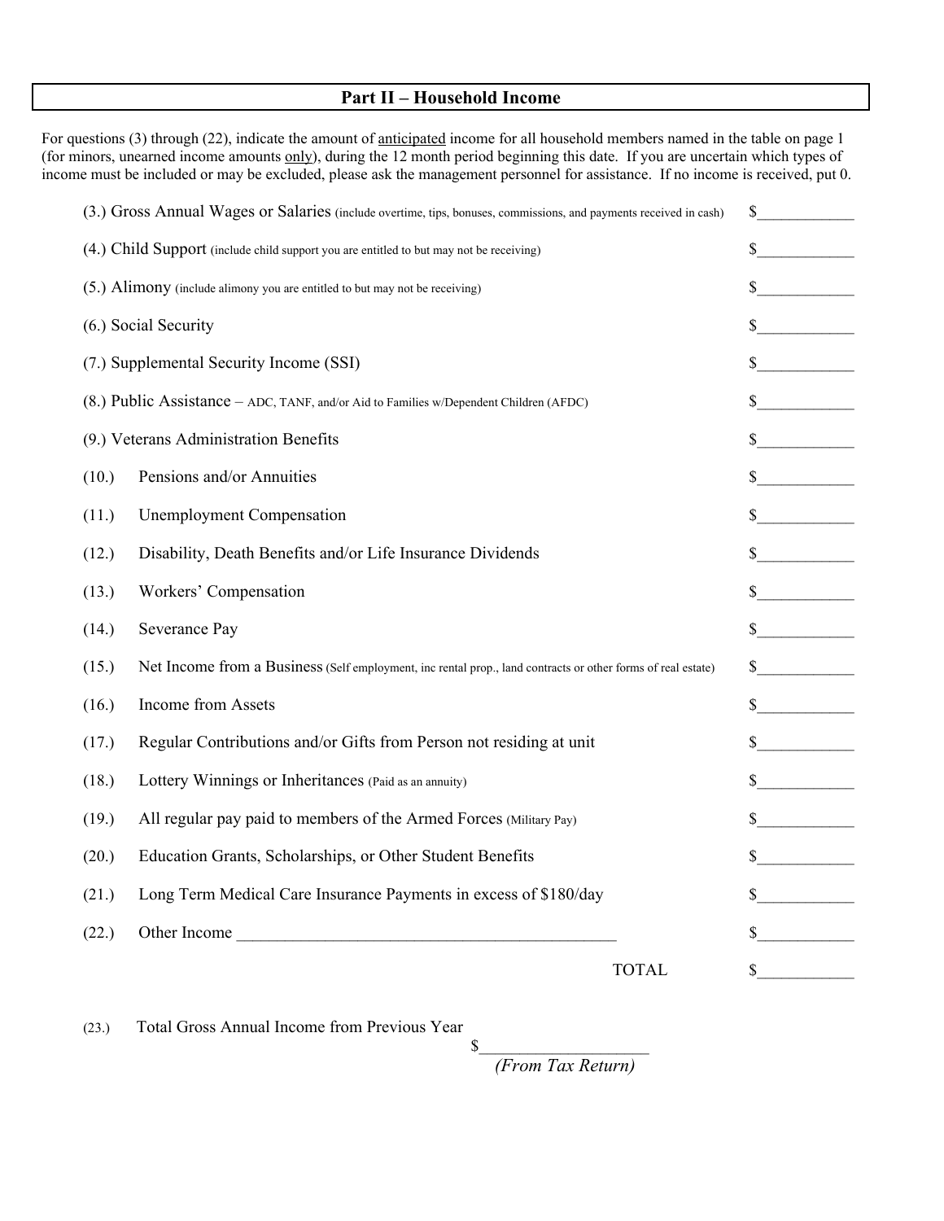## Part II – Household Income

For questions (3) through (22), indicate the amount of <u>anticipated</u> income for all household members named in the table on page 1 (for minors, unearned income amounts <u>only</u>), during the 12 month period beginning this date. If you are uncertain which types of income must be included or may be excluded, please ask the management personnel for assistance. If no income is received, put 0.

| Item | Amount |
|---|---|
| (3.) Gross Annual Wages or Salaries (include overtime, tips, bonuses, commissions, and payments received in cash) | $____________ |
| (4.) Child Support (include child support you are entitled to but may not be receiving) | $____________ |
| (5.) Alimony (include alimony you are entitled to but may not be receiving) | $____________ |
| (6.) Social Security | $____________ |
| (7.) Supplemental Security Income (SSI) | $____________ |
| (8.) Public Assistance – ADC, TANF, and/or Aid to Families w/Dependent Children (AFDC) | $____________ |
| (9.) Veterans Administration Benefits | $____________ |
| (10.) Pensions and/or Annuities | $____________ |
| (11.) Unemployment Compensation | $____________ |
| (12.) Disability, Death Benefits and/or Life Insurance Dividends | $____________ |
| (13.) Workers' Compensation | $____________ |
| (14.) Severance Pay | $____________ |
| (15.) Net Income from a Business (Self employment, inc rental prop., land contracts or other forms of real estate) | $____________ |
| (16.) Income from Assets | $____________ |
| (17.) Regular Contributions and/or Gifts from Person not residing at unit | $____________ |
| (18.) Lottery Winnings or Inheritances (Paid as an annuity) | $____________ |
| (19.) All regular pay paid to members of the Armed Forces (Military Pay) | $____________ |
| (20.) Education Grants, Scholarships, or Other Student Benefits | $____________ |
| (21.) Long Term Medical Care Insurance Payments in excess of $180/day | $____________ |
| (22.) Other Income ______________________________________________ | $____________ |
| TOTAL | $____________ |

(23.) Total Gross Annual Income from Previous Year

$____________________

*(From Tax Return)*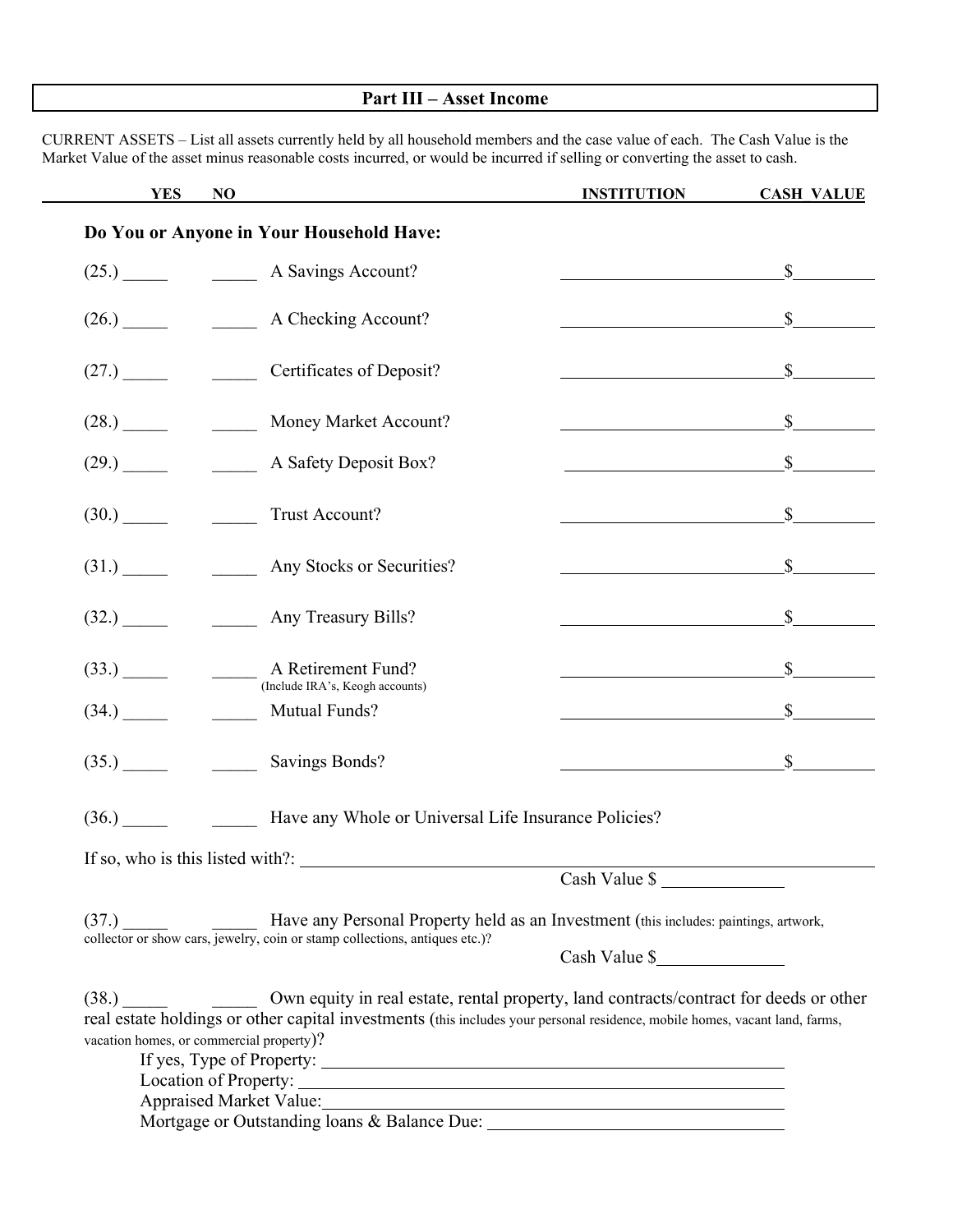## Part III – Asset Income

CURRENT ASSETS – List all assets currently held by all household members and the case value of each. The Cash Value is the Market Value of the asset minus reasonable costs incurred, or would be incurred if selling or converting the asset to cash.

**Do You or Anyone in Your Household Have:**

| | YES | NO | | INSTITUTION | CASH VALUE |
|---|---|---|---|---|---|
| (25.) | _____ | _____ | A Savings Account? | ____________ | $_________ |
| (26.) | _____ | _____ | A Checking Account? | ____________ | $_________ |
| (27.) | _____ | _____ | Certificates of Deposit? | ____________ | $_________ |
| (28.) | _____ | _____ | Money Market Account? | ____________ | $_________ |
| (29.) | _____ | _____ | A Safety Deposit Box? | ____________ | $_________ |
| (30.) | _____ | _____ | Trust Account? | ____________ | $_________ |
| (31.) | _____ | _____ | Any Stocks or Securities? | ____________ | $_________ |
| (32.) | _____ | _____ | Any Treasury Bills? | ____________ | $_________ |
| (33.) | _____ | _____ | A Retirement Fund? (Include IRA's, Keogh accounts) | ____________ | $_________ |
| (34.) | _____ | _____ | Mutual Funds? | ____________ | $_________ |
| (35.) | _____ | _____ | Savings Bonds? | ____________ | $_________ |

(36.) _____ _____ Have any Whole or Universal Life Insurance Policies?

If so, who is this listed with?: ______________________________

Cash Value $ _____________

(37.) _____ _____ Have any Personal Property held as an Investment (this includes: paintings, artwork, collector or show cars, jewelry, coin or stamp collections, antiques etc.)?

Cash Value $_____________

(38.) _____ _____ Own equity in real estate, rental property, land contracts/contract for deeds or other real estate holdings or other capital investments (this includes your personal residence, mobile homes, vacant land, farms, vacation homes, or commercial property)?

If yes, Type of Property: ______________________________

Location of Property: ______________________________

Appraised Market Value: ______________________________

Mortgage or Outstanding loans & Balance Due: ______________________________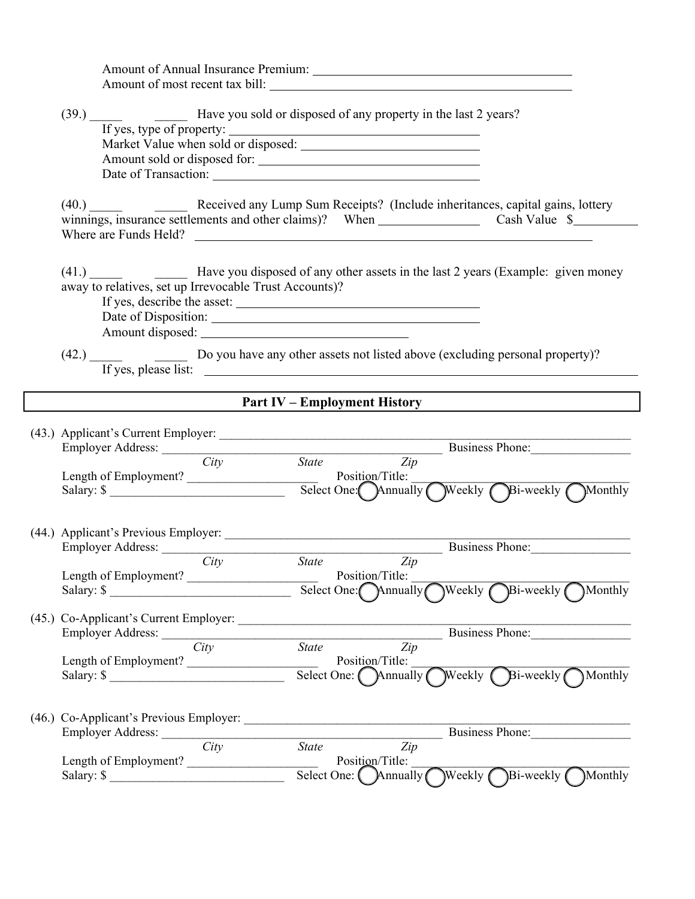Amount of Annual Insurance Premium: ______________________________

Amount of most recent tax bill: ______________________________

(39.) _____ _____ Have you sold or disposed of any property in the last 2 years?

If yes, type of property: ______________________________

Market Value when sold or disposed: ______________________________

Amount sold or disposed for: ______________________________

Date of Transaction: ______________________________

(40.) _____ _____ Received any Lump Sum Receipts? (Include inheritances, capital gains, lottery winnings, insurance settlements and other claims)? When ____________ Cash Value $__________

Where are Funds Held? ______________________________

(41.) _____ _____ Have you disposed of any other assets in the last 2 years (Example: given money away to relatives, set up Irrevocable Trust Accounts)?

If yes, describe the asset: ______________________________

Date of Disposition: ______________________________

Amount disposed: ______________________________

(42.) _____ _____ Do you have any other assets not listed above (excluding personal property)?

If yes, please list: ______________________________

## Part IV – Employment History

(43.) Applicant's Current Employer: ______________________________

Employer Address: ______________________________ Business Phone:________________

*City* *State* *Zip*

Length of Employment? ____________________ Position/Title: ____________________

Salary: $ ____________________________ Select One: ◯ Annually ◯ Weekly ◯ Bi-weekly ◯ Monthly

(44.) Applicant's Previous Employer: ______________________________

Employer Address: ______________________________ Business Phone:________________

*City* *State* *Zip*

Length of Employment? ____________________ Position/Title: ____________________

Salary: $ ____________________________ Select One: ◯ Annually ◯ Weekly ◯ Bi-weekly ◯ Monthly

(45.) Co-Applicant's Current Employer: ______________________________

Employer Address: ______________________________ Business Phone:________________

*City* *State* *Zip*

Length of Employment? ____________________ Position/Title: ____________________

Salary: $ ____________________________ Select One: ◯ Annually ◯ Weekly ◯ Bi-weekly ◯ Monthly

(46.) Co-Applicant's Previous Employer: ______________________________

Employer Address: ______________________________ Business Phone:________________

*City* *State* *Zip*

Length of Employment? ____________________ Position/Title: ____________________

Salary: $ ____________________________ Select One: ◯ Annually ◯ Weekly ◯ Bi-weekly ◯ Monthly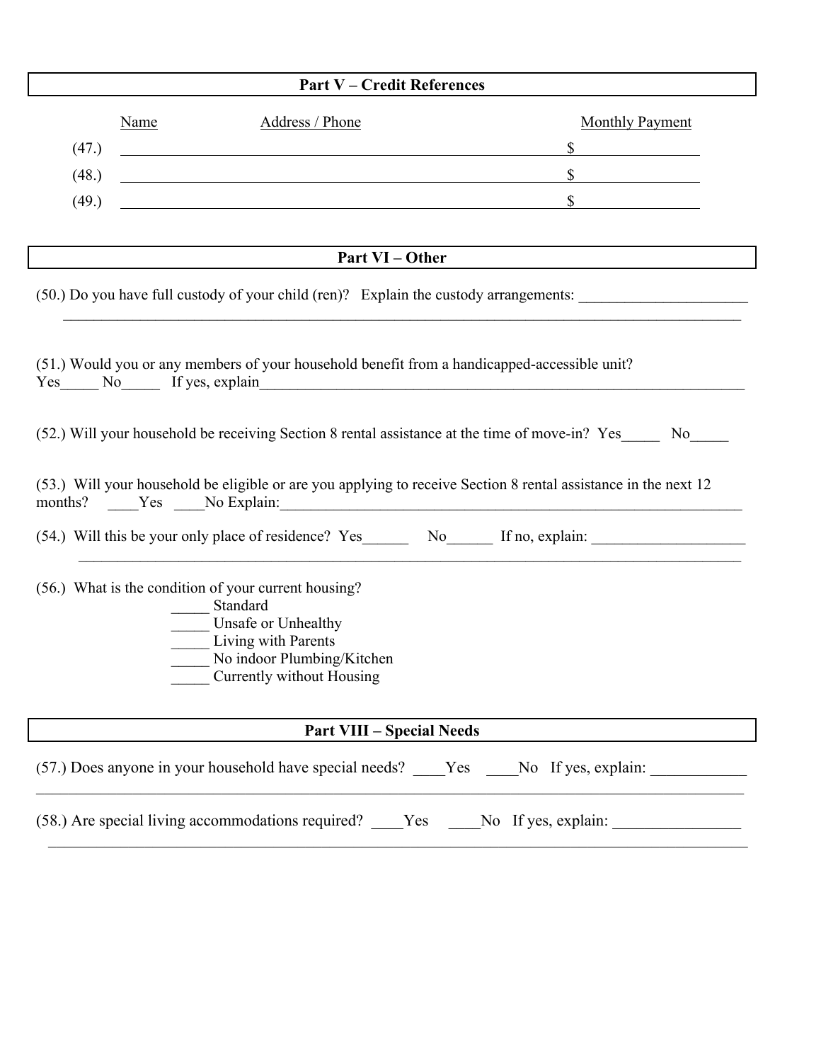## Part V – Credit References

| | Name | Address / Phone | Monthly Payment |
|---|---|---|---|
| (47.) | | | $ |
| (48.) | | | $ |
| (49.) | | | $ |

## Part VI – Other

(50.) Do you have full custody of your child (ren)? Explain the custody arrangements: ______________________
______________________________________________________________________________________

(51.) Would you or any members of your household benefit from a handicapped-accessible unit?
Yes_____ No_____ If yes, explain_________________________________________________________________

(52.) Will your household be receiving Section 8 rental assistance at the time of move-in? Yes_____ No_____

(53.) Will your household be eligible or are you applying to receive Section 8 rental assistance in the next 12 months? ____Yes ____No Explain:_____________________________________________________________

(54.) Will this be your only place of residence? Yes______ No______ If no, explain: ___________________
______________________________________________________________________________________

(56.) What is the condition of your current housing?

_____ Standard
_____ Unsafe or Unhealthy
_____ Living with Parents
_____ No indoor Plumbing/Kitchen
_____ Currently without Housing

## Part VIII – Special Needs

(57.) Does anyone in your household have special needs? ____Yes ____No If yes, explain: ____________
______________________________________________________________________________________

(58.) Are special living accommodations required? ____Yes ____No If yes, explain: ________________
______________________________________________________________________________________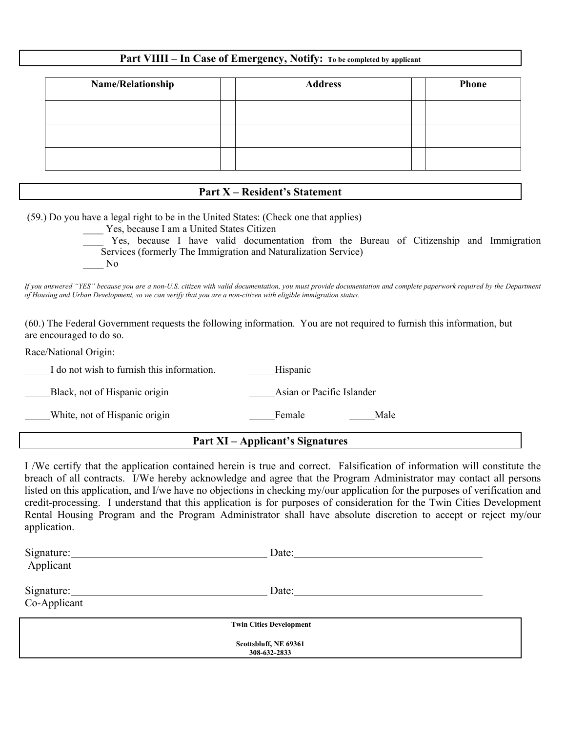## Part VIIII – In Case of Emergency, Notify: To be completed by applicant

| Name/Relationship | | Address | | Phone |
|---|---|---|---|---|
| | | | | |
| | | | | |
| | | | | |

## Part X – Resident's Statement

(59.) Do you have a legal right to be in the United States: (Check one that applies)

____ Yes, because I am a United States Citizen

____ Yes, because I have valid documentation from the Bureau of Citizenship and Immigration Services (formerly The Immigration and Naturalization Service)

____ No

*If you answered "YES" because you are a non-U.S. citizen with valid documentation, you must provide documentation and complete paperwork required by the Department of Housing and Urban Development, so we can verify that you are a non-citizen with eligible immigration status.*

(60.) The Federal Government requests the following information. You are not required to furnish this information, but are encouraged to do so.

Race/National Origin:

_____I do not wish to furnish this information. _____Hispanic

_____Black, not of Hispanic origin _____Asian or Pacific Islander

_____White, not of Hispanic origin _____Female _____Male

## Part XI – Applicant's Signatures

I /We certify that the application contained herein is true and correct. Falsification of information will constitute the breach of all contracts. I/We hereby acknowledge and agree that the Program Administrator may contact all persons listed on this application, and I/we have no objections in checking my/our application for the purposes of verification and credit-processing. I understand that this application is for purposes of consideration for the Twin Cities Development Rental Housing Program and the Program Administrator shall have absolute discretion to accept or reject my/our application.

Signature:___________________________________ Date:___________________________________
Applicant

Signature:___________________________________ Date:___________________________________
Co-Applicant

**Twin Cities Development**

**Scottsbluff, NE 69361**
**308-632-2833**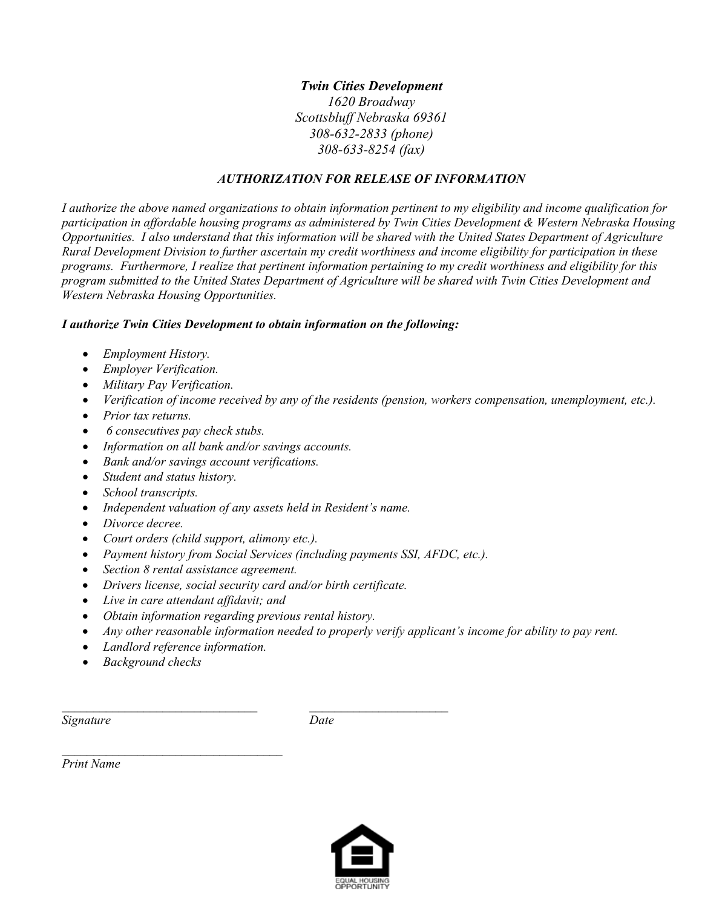***Twin Cities Development***
*1620 Broadway*
*Scottsbluff Nebraska 69361*
*308-632-2833 (phone)*
*308-633-8254 (fax)*

***AUTHORIZATION FOR RELEASE OF INFORMATION***

*I authorize the above named organizations to obtain information pertinent to my eligibility and income qualification for participation in affordable housing programs as administered by Twin Cities Development & Western Nebraska Housing Opportunities. I also understand that this information will be shared with the United States Department of Agriculture Rural Development Division to further ascertain my credit worthiness and income eligibility for participation in these programs. Furthermore, I realize that pertinent information pertaining to my credit worthiness and eligibility for this program submitted to the United States Department of Agriculture will be shared with Twin Cities Development and Western Nebraska Housing Opportunities.*

***I authorize Twin Cities Development to obtain information on the following:***

- *Employment History.*
- *Employer Verification.*
- *Military Pay Verification.*
- *Verification of income received by any of the residents (pension, workers compensation, unemployment, etc.).*
- *Prior tax returns.*
- *6 consecutives pay check stubs.*
- *Information on all bank and/or savings accounts.*
- *Bank and/or savings account verifications.*
- *Student and status history.*
- *School transcripts.*
- *Independent valuation of any assets held in Resident's name.*
- *Divorce decree.*
- *Court orders (child support, alimony etc.).*
- *Payment history from Social Services (including payments SSI, AFDC, etc.).*
- *Section 8 rental assistance agreement.*
- *Drivers license, social security card and/or birth certificate.*
- *Live in care attendant affidavit; and*
- *Obtain information regarding previous rental history.*
- *Any other reasonable information needed to properly verify applicant's income for ability to pay rent.*
- *Landlord reference information.*
- *Background checks*

\_\_\_\_\_\_\_\_\_\_\_\_\_\_\_\_\_\_\_\_\_\_\_\_\_\_\_\_\_\_\_\_ \_\_\_\_\_\_\_\_\_\_\_\_\_\_\_\_\_\_\_\_\_\_\_
*Signature* *Date*

\_\_\_\_\_\_\_\_\_\_\_\_\_\_\_\_\_\_\_\_\_\_\_\_\_\_\_\_\_\_\_\_\_\_\_\_
*Print Name*

EQUAL HOUSING OPPORTUNITY